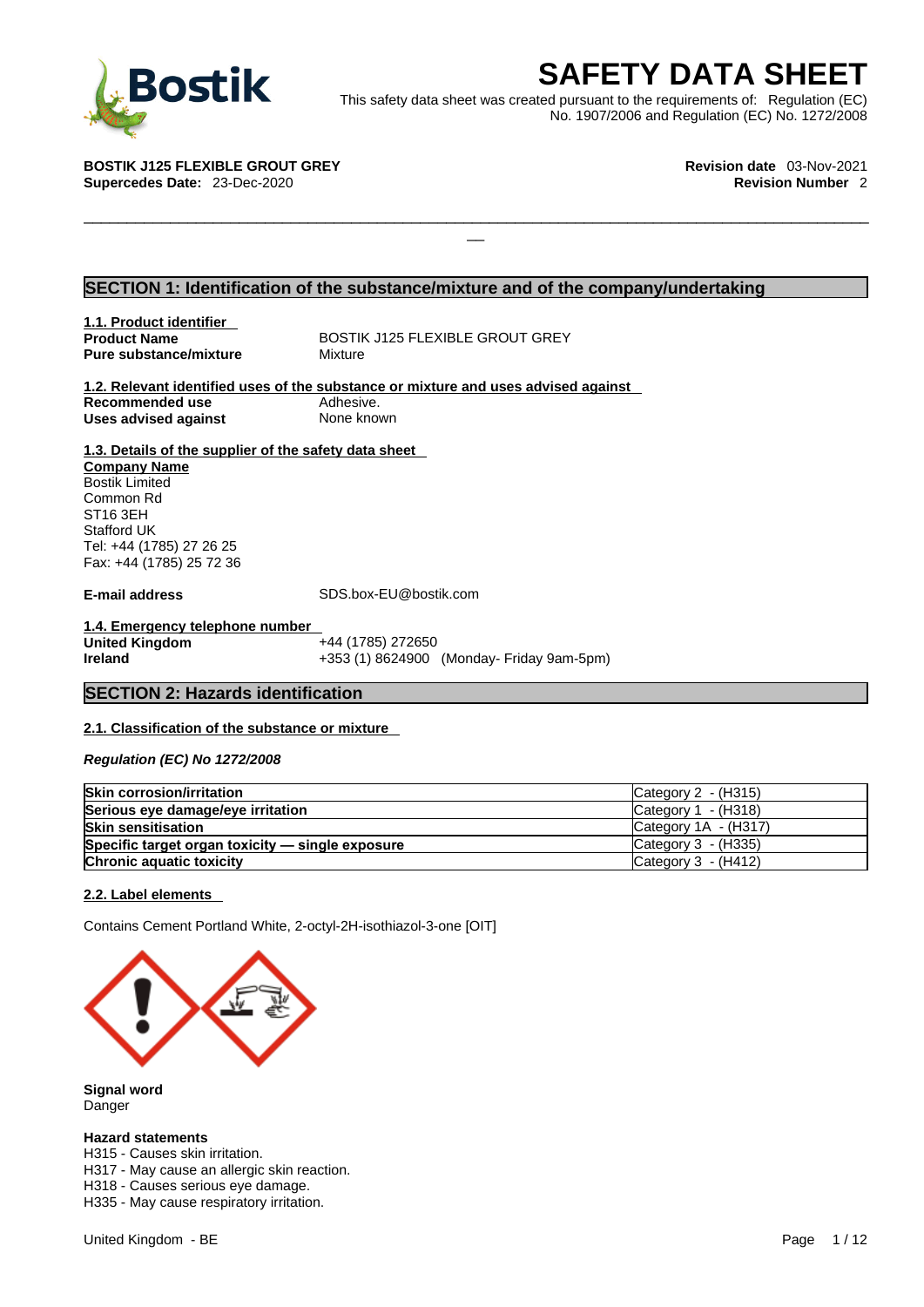# SAFETY DATA SHEET

This safety data sheet was created pursuant to the requirements of: Regulation (EC) No. 1907/2006 and Regulation (EC) No. 1272/2008

**BOSTIK J125 FLEXIBLE GROUT GREY**
**Supercedes Date:** 23-Dec-2020

**Revision date** 03-Nov-2021
**Revision Number** 2

## SECTION 1: Identification of the substance/mixture and of the company/undertaking

### 1.1. Product identifier

**Product Name** BOSTIK J125 FLEXIBLE GROUT GREY
**Pure substance/mixture** Mixture

### 1.2. Relevant identified uses of the substance or mixture and uses advised against

**Recommended use** Adhesive.
**Uses advised against** None known

### 1.3. Details of the supplier of the safety data sheet

**Company Name**
Bostik Limited
Common Rd
ST16 3EH
Stafford UK
Tel: +44 (1785) 27 26 25
Fax: +44 (1785) 25 72 36

**E-mail address** SDS.box-EU@bostik.com

### 1.4. Emergency telephone number

**United Kingdom** +44 (1785) 272650
**Ireland** +353 (1) 8624900 (Monday- Friday 9am-5pm)

## SECTION 2: Hazards identification

### 2.1. Classification of the substance or mixture

*Regulation (EC) No 1272/2008*

| | |
|---|---|
| **Skin corrosion/irritation** | Category 2 - (H315) |
| **Serious eye damage/eye irritation** | Category 1 - (H318) |
| **Skin sensitisation** | Category 1A - (H317) |
| **Specific target organ toxicity — single exposure** | Category 3 - (H335) |
| **Chronic aquatic toxicity** | Category 3 - (H412) |

### 2.2. Label elements

Contains Cement Portland White, 2-octyl-2H-isothiazol-3-one [OIT]

**Signal word**
Danger

**Hazard statements**
H315 - Causes skin irritation.
H317 - May cause an allergic skin reaction.
H318 - Causes serious eye damage.
H335 - May cause respiratory irritation.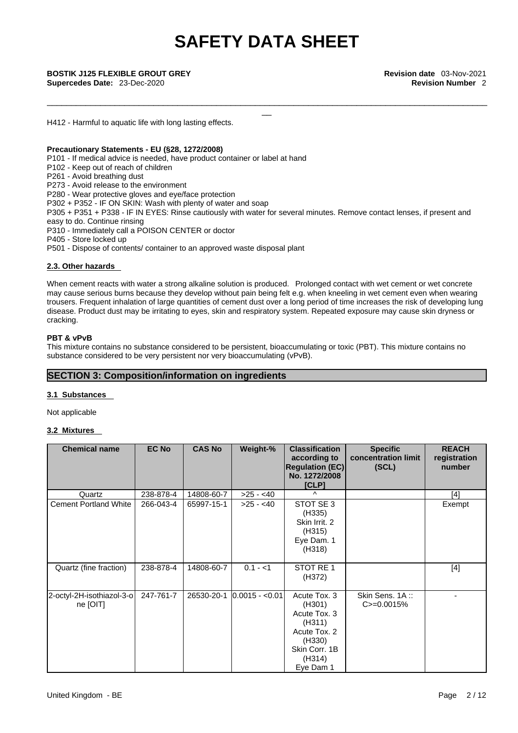H412 - Harmful to aquatic life with long lasting effects.

**Precautionary Statements - EU (§28, 1272/2008)**

P101 - If medical advice is needed, have product container or label at hand
P102 - Keep out of reach of children
P261 - Avoid breathing dust
P273 - Avoid release to the environment
P280 - Wear protective gloves and eye/face protection
P302 + P352 - IF ON SKIN: Wash with plenty of water and soap
P305 + P351 + P338 - IF IN EYES: Rinse cautiously with water for several minutes. Remove contact lenses, if present and easy to do. Continue rinsing
P310 - Immediately call a POISON CENTER or doctor
P405 - Store locked up
P501 - Dispose of contents/ container to an approved waste disposal plant

### 2.3. Other hazards

When cement reacts with water a strong alkaline solution is produced. Prolonged contact with wet cement or wet concrete may cause serious burns because they develop without pain being felt e.g. when kneeling in wet cement even when wearing trousers. Frequent inhalation of large quantities of cement dust over a long period of time increases the risk of developing lung disease. Product dust may be irritating to eyes, skin and respiratory system. Repeated exposure may cause skin dryness or cracking.

**PBT & vPvB**

This mixture contains no substance considered to be persistent, bioaccumulating or toxic (PBT). This mixture contains no substance considered to be very persistent nor very bioaccumulating (vPvB).

## SECTION 3: Composition/information on ingredients

### 3.1 Substances

Not applicable

### 3.2 Mixtures

| Chemical name | EC No | CAS No | Weight-% | Classification according to Regulation (EC) No. 1272/2008 [CLP] | Specific concentration limit (SCL) | REACH registration number |
|---|---|---|---|---|---|---|
| Quartz | 238-878-4 | 14808-60-7 | >25 - <40 | ^ | | [4] |
| Cement Portland White | 266-043-4 | 65997-15-1 | >25 - <40 | STOT SE 3 (H335) Skin Irrit. 2 (H315) Eye Dam. 1 (H318) | | Exempt |
| Quartz (fine fraction) | 238-878-4 | 14808-60-7 | 0.1 - <1 | STOT RE 1 (H372) | | [4] |
| 2-octyl-2H-isothiazol-3-one [OIT] | 247-761-7 | 26530-20-1 | 0.0015 - <0.01 | Acute Tox. 3 (H301) Acute Tox. 3 (H311) Acute Tox. 2 (H330) Skin Corr. 1B (H314) Eye Dam 1 | Skin Sens. 1A :: C>=0.0015% | - |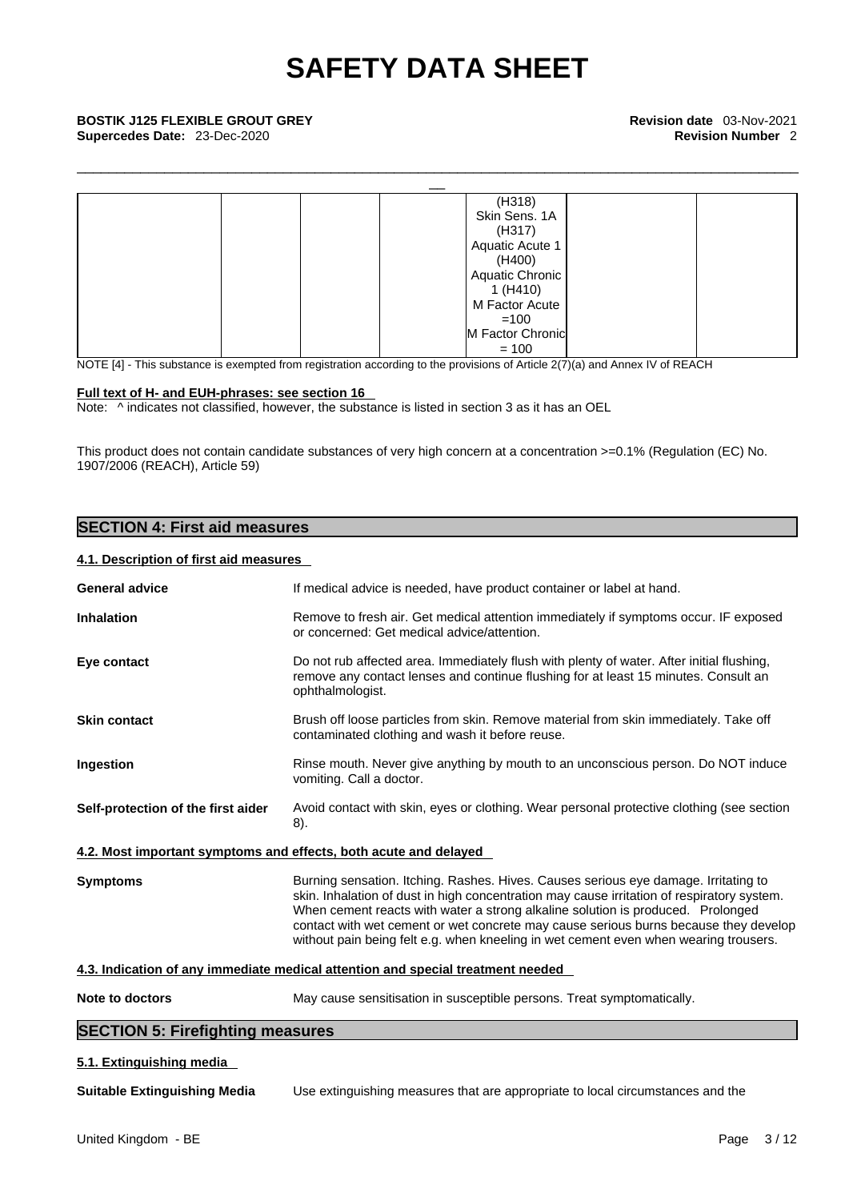| | | | | | |
|---|---|---|---|---|---|
| | | | (H318)<br>Skin Sens. 1A<br>(H317)<br>Aquatic Acute 1<br>(H400)<br>Aquatic Chronic<br>1 (H410)<br>M Factor Acute<br>=100<br>M Factor Chronic<br>= 100 | | |

NOTE [4] - This substance is exempted from registration according to the provisions of Article 2(7)(a) and Annex IV of REACH

**Full text of H- and EUH-phrases: see section 16**

Note: ^ indicates not classified, however, the substance is listed in section 3 as it has an OEL

This product does not contain candidate substances of very high concern at a concentration >=0.1% (Regulation (EC) No. 1907/2006 (REACH), Article 59)

## SECTION 4: First aid measures

### 4.1. Description of first aid measures

**General advice** If medical advice is needed, have product container or label at hand.

**Inhalation** Remove to fresh air. Get medical attention immediately if symptoms occur. IF exposed or concerned: Get medical advice/attention.

**Eye contact** Do not rub affected area. Immediately flush with plenty of water. After initial flushing, remove any contact lenses and continue flushing for at least 15 minutes. Consult an ophthalmologist.

**Skin contact** Brush off loose particles from skin. Remove material from skin immediately. Take off contaminated clothing and wash it before reuse.

**Ingestion** Rinse mouth. Never give anything by mouth to an unconscious person. Do NOT induce vomiting. Call a doctor.

**Self-protection of the first aider** Avoid contact with skin, eyes or clothing. Wear personal protective clothing (see section 8).

### 4.2. Most important symptoms and effects, both acute and delayed

**Symptoms** Burning sensation. Itching. Rashes. Hives. Causes serious eye damage. Irritating to skin. Inhalation of dust in high concentration may cause irritation of respiratory system. When cement reacts with water a strong alkaline solution is produced. Prolonged contact with wet cement or wet concrete may cause serious burns because they develop without pain being felt e.g. when kneeling in wet cement even when wearing trousers.

### 4.3. Indication of any immediate medical attention and special treatment needed

**Note to doctors** May cause sensitisation in susceptible persons. Treat symptomatically.

## SECTION 5: Firefighting measures

### 5.1. Extinguishing media

**Suitable Extinguishing Media** Use extinguishing measures that are appropriate to local circumstances and the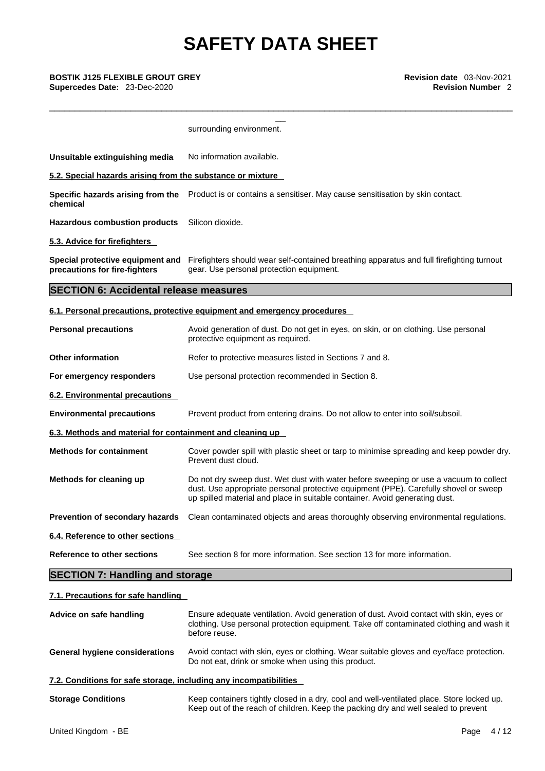surrounding environment.

**Unsuitable extinguishing media** No information available.

**5.2. Special hazards arising from the substance or mixture**

**Specific hazards arising from the chemical** Product is or contains a sensitiser. May cause sensitisation by skin contact.

**Hazardous combustion products** Silicon dioxide.

**5.3. Advice for firefighters**

**Special protective equipment and precautions for fire-fighters** Firefighters should wear self-contained breathing apparatus and full firefighting turnout gear. Use personal protection equipment.

## SECTION 6: Accidental release measures

**6.1. Personal precautions, protective equipment and emergency procedures**

**Personal precautions** Avoid generation of dust. Do not get in eyes, on skin, or on clothing. Use personal protective equipment as required.

**Other information** Refer to protective measures listed in Sections 7 and 8.

**For emergency responders** Use personal protection recommended in Section 8.

**6.2. Environmental precautions**

**Environmental precautions** Prevent product from entering drains. Do not allow to enter into soil/subsoil.

**6.3. Methods and material for containment and cleaning up**

**Methods for containment** Cover powder spill with plastic sheet or tarp to minimise spreading and keep powder dry. Prevent dust cloud.

**Methods for cleaning up** Do not dry sweep dust. Wet dust with water before sweeping or use a vacuum to collect dust. Use appropriate personal protective equipment (PPE). Carefully shovel or sweep up spilled material and place in suitable container. Avoid generating dust.

**Prevention of secondary hazards** Clean contaminated objects and areas thoroughly observing environmental regulations.

**6.4. Reference to other sections**

**Reference to other sections** See section 8 for more information. See section 13 for more information.

## SECTION 7: Handling and storage

**7.1. Precautions for safe handling**

**Advice on safe handling** Ensure adequate ventilation. Avoid generation of dust. Avoid contact with skin, eyes or clothing. Use personal protection equipment. Take off contaminated clothing and wash it before reuse.

**General hygiene considerations** Avoid contact with skin, eyes or clothing. Wear suitable gloves and eye/face protection. Do not eat, drink or smoke when using this product.

**7.2. Conditions for safe storage, including any incompatibilities**

**Storage Conditions** Keep containers tightly closed in a dry, cool and well-ventilated place. Store locked up. Keep out of the reach of children. Keep the packing dry and well sealed to prevent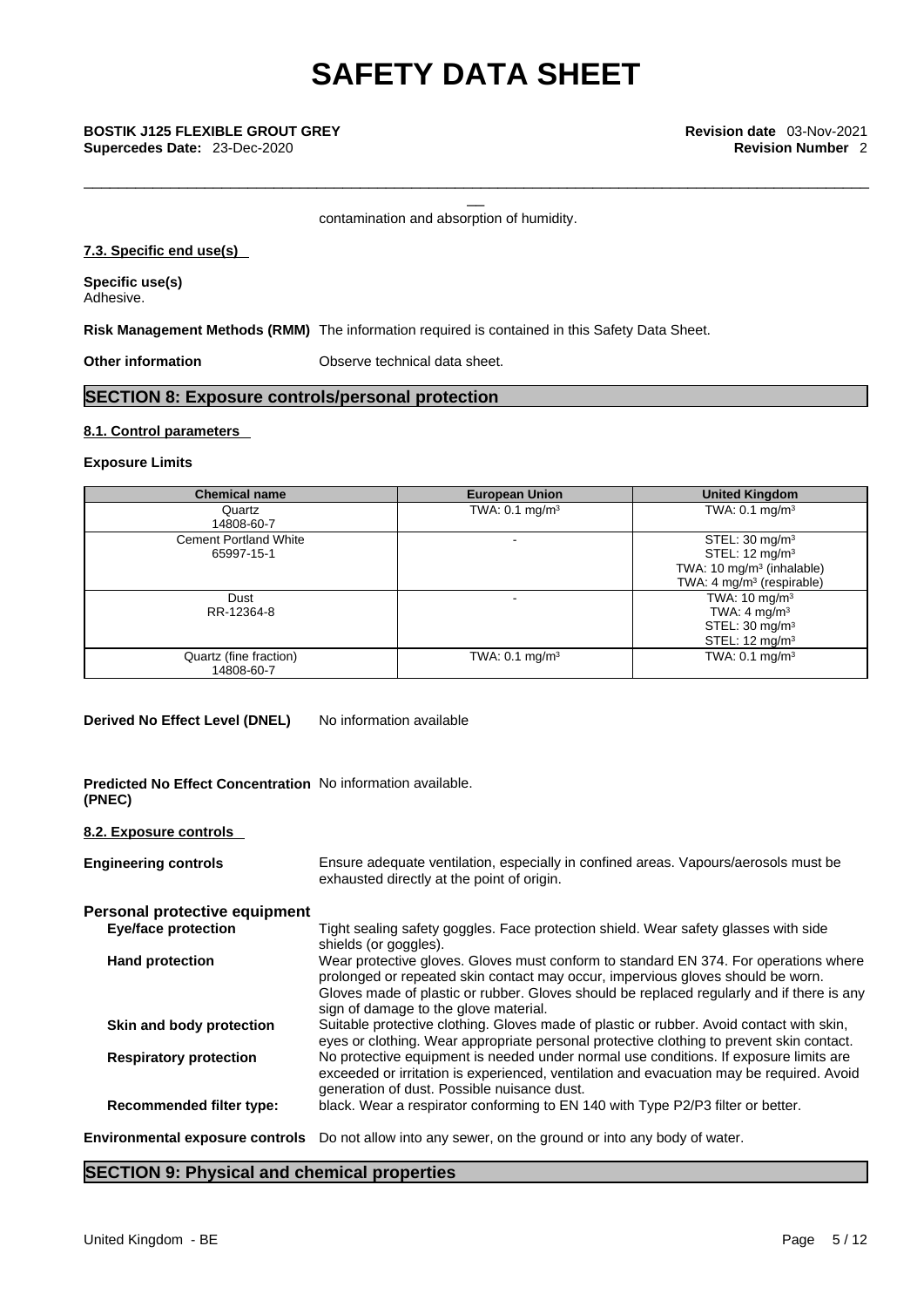contamination and absorption of humidity.

### 7.3. Specific end use(s)

**Specific use(s)**
Adhesive.

**Risk Management Methods (RMM)** The information required is contained in this Safety Data Sheet.

**Other information** Observe technical data sheet.

## SECTION 8: Exposure controls/personal protection

### 8.1. Control parameters

**Exposure Limits**

| Chemical name | European Union | United Kingdom |
|---|---|---|
| Quartz<br>14808-60-7 | TWA: 0.1 mg/m³ | TWA: 0.1 mg/m³ |
| Cement Portland White<br>65997-15-1 | - | STEL: 30 mg/m³<br>STEL: 12 mg/m³<br>TWA: 10 mg/m³ (inhalable)<br>TWA: 4 mg/m³ (respirable) |
| Dust<br>RR-12364-8 | - | TWA: 10 mg/m³<br>TWA: 4 mg/m³<br>STEL: 30 mg/m³<br>STEL: 12 mg/m³ |
| Quartz (fine fraction)<br>14808-60-7 | TWA: 0.1 mg/m³ | TWA: 0.1 mg/m³ |

**Derived No Effect Level (DNEL)** No information available

**Predicted No Effect Concentration (PNEC)** No information available.

### 8.2. Exposure controls

**Engineering controls** Ensure adequate ventilation, especially in confined areas. Vapours/aerosols must be exhausted directly at the point of origin.

**Personal protective equipment**

**Eye/face protection** Tight sealing safety goggles. Face protection shield. Wear safety glasses with side shields (or goggles).

**Hand protection** Wear protective gloves. Gloves must conform to standard EN 374. For operations where prolonged or repeated skin contact may occur, impervious gloves should be worn. Gloves made of plastic or rubber. Gloves should be replaced regularly and if there is any sign of damage to the glove material.

**Skin and body protection** Suitable protective clothing. Gloves made of plastic or rubber. Avoid contact with skin, eyes or clothing. Wear appropriate personal protective clothing to prevent skin contact.

**Respiratory protection** No protective equipment is needed under normal use conditions. If exposure limits are exceeded or irritation is experienced, ventilation and evacuation may be required. Avoid generation of dust. Possible nuisance dust.

**Recommended filter type:** black. Wear a respirator conforming to EN 140 with Type P2/P3 filter or better.

**Environmental exposure controls** Do not allow into any sewer, on the ground or into any body of water.

## SECTION 9: Physical and chemical properties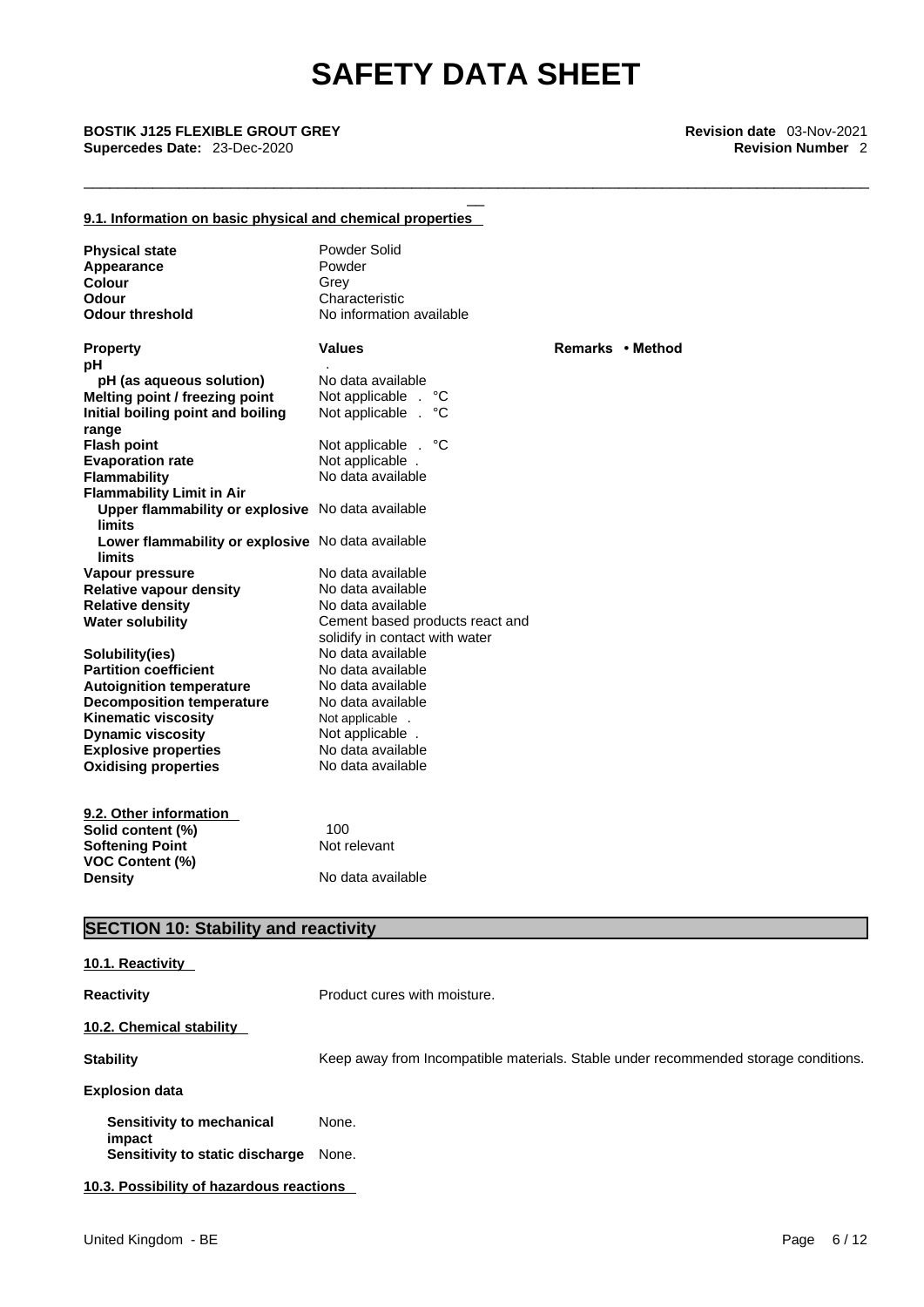### 9.1. Information on basic physical and chemical properties

| | |
|---|---|
| **Physical state** | Powder Solid |
| **Appearance** | Powder |
| **Colour** | Grey |
| **Odour** | Characteristic |
| **Odour threshold** | No information available |

| Property | Values | Remarks • Method |
|---|---|---|
| **pH** | . | |
| **pH (as aqueous solution)** | No data available | |
| **Melting point / freezing point** | Not applicable . °C | |
| **Initial boiling point and boiling range** | Not applicable . °C | |
| **Flash point** | Not applicable . °C | |
| **Evaporation rate** | Not applicable . | |
| **Flammability** | No data available | |
| **Flammability Limit in Air** | | |
| **Upper flammability or explosive limits** | No data available | |
| **Lower flammability or explosive limits** | No data available | |
| **Vapour pressure** | No data available | |
| **Relative vapour density** | No data available | |
| **Relative density** | No data available | |
| **Water solubility** | Cement based products react and solidify in contact with water | |
| **Solubility(ies)** | No data available | |
| **Partition coefficient** | No data available | |
| **Autoignition temperature** | No data available | |
| **Decomposition temperature** | No data available | |
| **Kinematic viscosity** | Not applicable . | |
| **Dynamic viscosity** | Not applicable . | |
| **Explosive properties** | No data available | |
| **Oxidising properties** | No data available | |

### 9.2. Other information

| | |
|---|---|
| **Solid content (%)** | 100 |
| **Softening Point** | Not relevant |
| **VOC Content (%)** | |
| **Density** | No data available |

## SECTION 10: Stability and reactivity

### 10.1. Reactivity

**Reactivity** Product cures with moisture.

### 10.2. Chemical stability

**Stability** Keep away from Incompatible materials. Stable under recommended storage conditions.

**Explosion data**

| | |
|---|---|
| **Sensitivity to mechanical impact** | None. |
| **Sensitivity to static discharge** | None. |

### 10.3. Possibility of hazardous reactions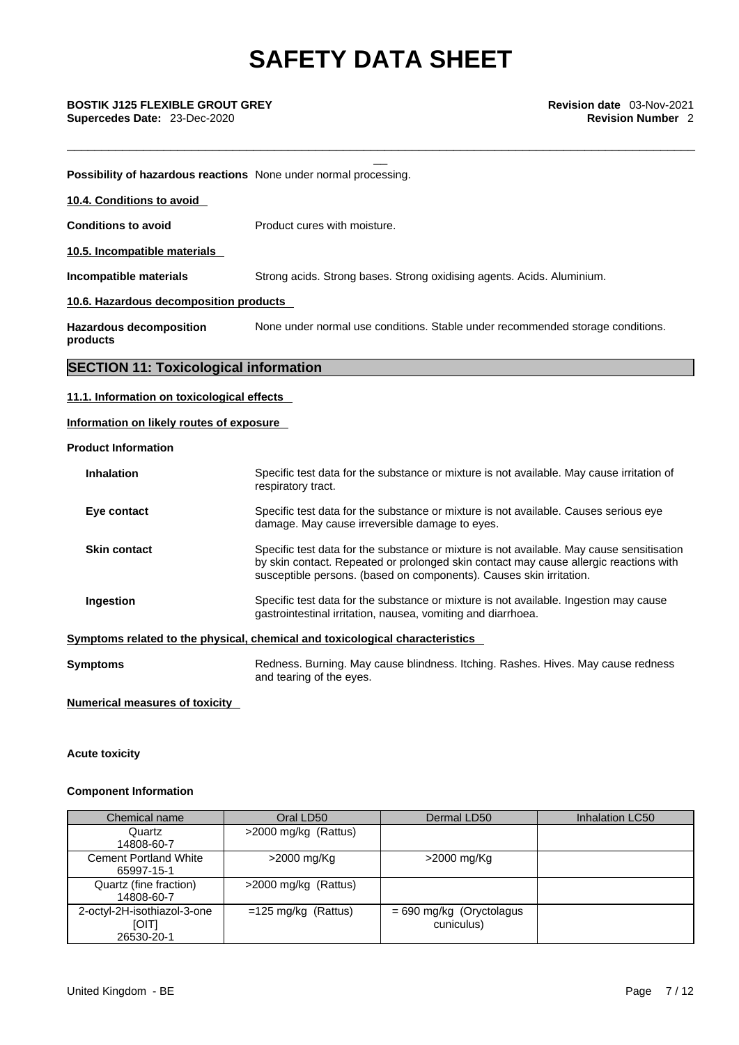**Possibility of hazardous reactions** None under normal processing.

**10.4. Conditions to avoid**

**Conditions to avoid** Product cures with moisture.

**10.5. Incompatible materials**

**Incompatible materials** Strong acids. Strong bases. Strong oxidising agents. Acids. Aluminium.

**10.6. Hazardous decomposition products**

**Hazardous decomposition products** None under normal use conditions. Stable under recommended storage conditions.

## SECTION 11: Toxicological information

**11.1. Information on toxicological effects**

**Information on likely routes of exposure**

**Product Information**

**Inhalation** Specific test data for the substance or mixture is not available. May cause irritation of respiratory tract.

**Eye contact** Specific test data for the substance or mixture is not available. Causes serious eye damage. May cause irreversible damage to eyes.

**Skin contact** Specific test data for the substance or mixture is not available. May cause sensitisation by skin contact. Repeated or prolonged skin contact may cause allergic reactions with susceptible persons. (based on components). Causes skin irritation.

**Ingestion** Specific test data for the substance or mixture is not available. Ingestion may cause gastrointestinal irritation, nausea, vomiting and diarrhoea.

**Symptoms related to the physical, chemical and toxicological characteristics**

**Symptoms** Redness. Burning. May cause blindness. Itching. Rashes. Hives. May cause redness and tearing of the eyes.

**Numerical measures of toxicity**

**Acute toxicity**

**Component Information**

| Chemical name | Oral LD50 | Dermal LD50 | Inhalation LC50 |
|---|---|---|---|
| Quartz<br>14808-60-7 | >2000 mg/kg (Rattus) | | |
| Cement Portland White<br>65997-15-1 | >2000 mg/Kg | >2000 mg/Kg | |
| Quartz (fine fraction)<br>14808-60-7 | >2000 mg/kg (Rattus) | | |
| 2-octyl-2H-isothiazol-3-one [OIT]<br>26530-20-1 | =125 mg/kg (Rattus) | = 690 mg/kg (Oryctolagus cuniculus) | |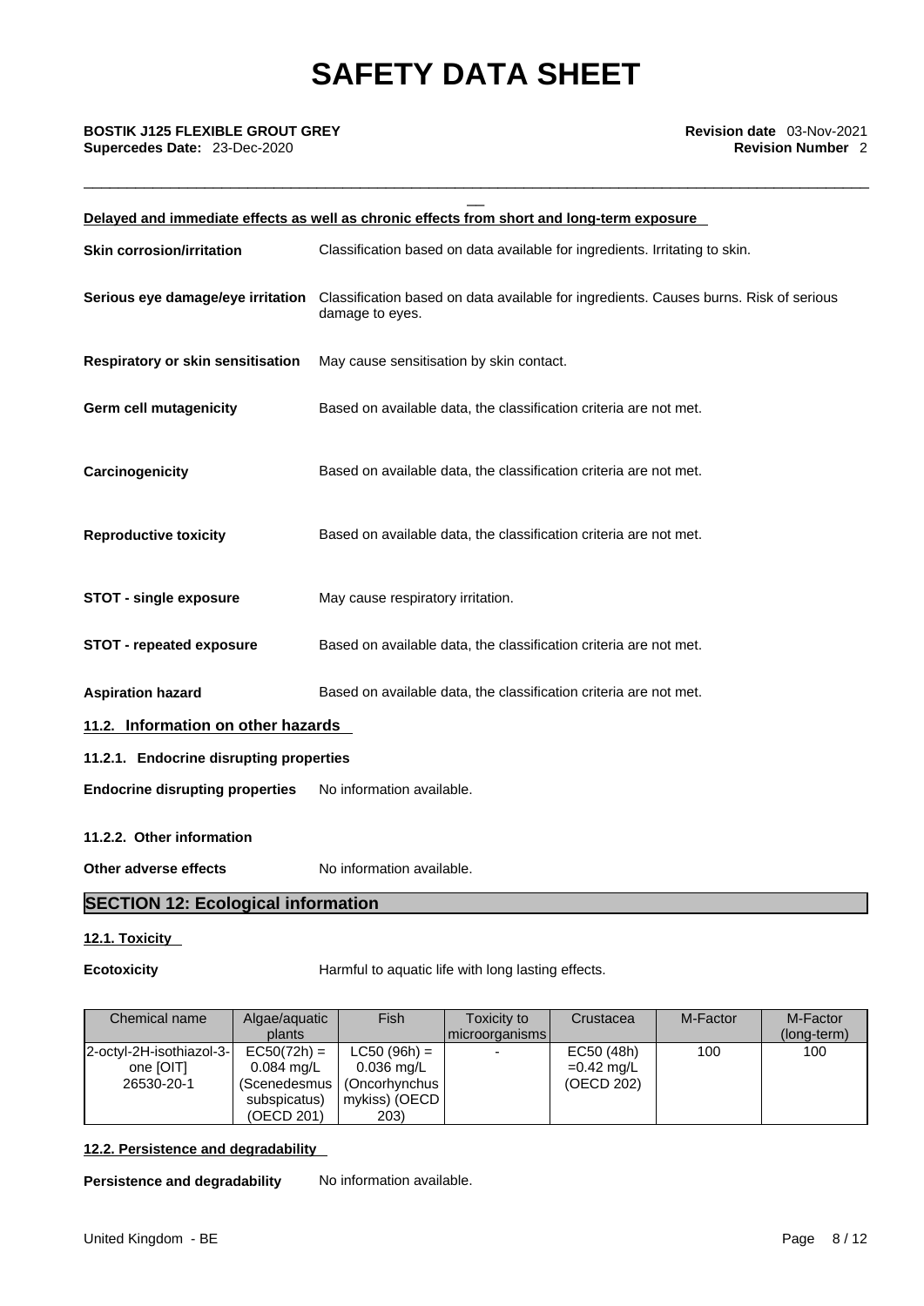**Delayed and immediate effects as well as chronic effects from short and long-term exposure**

**Skin corrosion/irritation** Classification based on data available for ingredients. Irritating to skin.

**Serious eye damage/eye irritation** Classification based on data available for ingredients. Causes burns. Risk of serious damage to eyes.

**Respiratory or skin sensitisation** May cause sensitisation by skin contact.

**Germ cell mutagenicity** Based on available data, the classification criteria are not met.

**Carcinogenicity** Based on available data, the classification criteria are not met.

**Reproductive toxicity** Based on available data, the classification criteria are not met.

**STOT - single exposure** May cause respiratory irritation.

**STOT - repeated exposure** Based on available data, the classification criteria are not met.

**Aspiration hazard** Based on available data, the classification criteria are not met.

### 11.2. Information on other hazards

#### 11.2.1. Endocrine disrupting properties

**Endocrine disrupting properties** No information available.

#### 11.2.2. Other information

**Other adverse effects** No information available.

## SECTION 12: Ecological information

### 12.1. Toxicity

**Ecotoxicity** Harmful to aquatic life with long lasting effects.

| Chemical name | Algae/aquatic plants | Fish | Toxicity to microorganisms | Crustacea | M-Factor | M-Factor (long-term) |
|---|---|---|---|---|---|---|
| 2-octyl-2H-isothiazol-3-one [OIT] 26530-20-1 | EC50(72h) = 0.084 mg/L (Scenedesmus subspicatus) (OECD 201) | LC50 (96h) = 0.036 mg/L (Oncorhynchus mykiss) (OECD 203) | - | EC50 (48h) =0.42 mg/L (OECD 202) | 100 | 100 |

### 12.2. Persistence and degradability

**Persistence and degradability** No information available.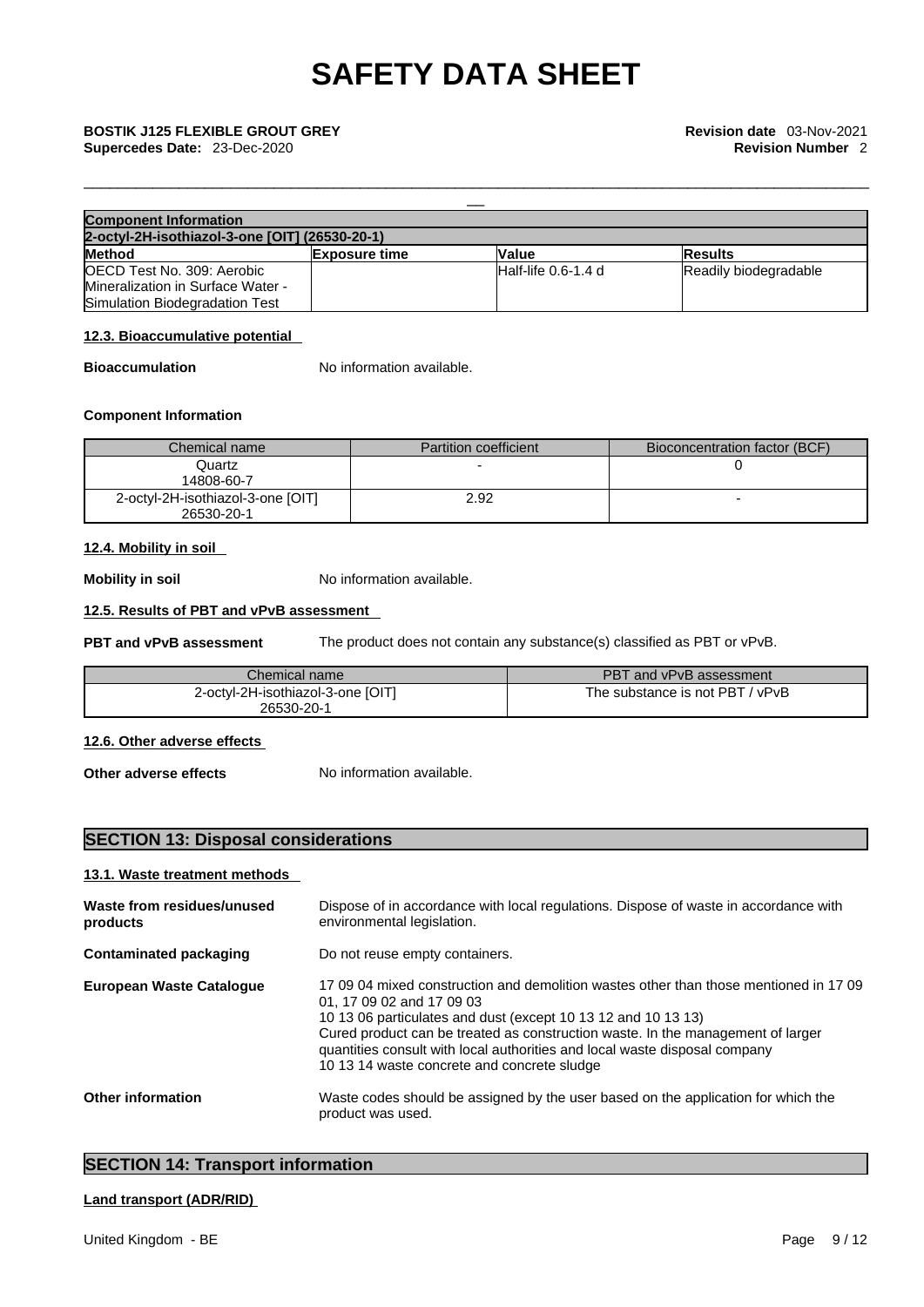| Component Information | | | |
|---|---|---|---|
| 2-octyl-2H-isothiazol-3-one [OIT] (26530-20-1) | | | |
| Method | Exposure time | Value | Results |
| OECD Test No. 309: Aerobic Mineralization in Surface Water - Simulation Biodegradation Test | | Half-life 0.6-1.4 d | Readily biodegradable |

#### 12.3. Bioaccumulative potential

**Bioaccumulation** No information available.

**Component Information**

| Chemical name | Partition coefficient | Bioconcentration factor (BCF) |
|---|---|---|
| Quartz<br>14808-60-7 | - | 0 |
| 2-octyl-2H-isothiazol-3-one [OIT]<br>26530-20-1 | 2.92 | - |

#### 12.4. Mobility in soil

**Mobility in soil** No information available.

#### 12.5. Results of PBT and vPvB assessment

**PBT and vPvB assessment** The product does not contain any substance(s) classified as PBT or vPvB.

| Chemical name | PBT and vPvB assessment |
|---|---|
| 2-octyl-2H-isothiazol-3-one [OIT]<br>26530-20-1 | The substance is not PBT / vPvB |

#### 12.6. Other adverse effects

**Other adverse effects** No information available.

## SECTION 13: Disposal considerations

#### 13.1. Waste treatment methods

**Waste from residues/unused products** Dispose of in accordance with local regulations. Dispose of waste in accordance with environmental legislation.

**Contaminated packaging** Do not reuse empty containers.

**European Waste Catalogue** 17 09 04 mixed construction and demolition wastes other than those mentioned in 17 09 01, 17 09 02 and 17 09 03
10 13 06 particulates and dust (except 10 13 12 and 10 13 13)
Cured product can be treated as construction waste. In the management of larger quantities consult with local authorities and local waste disposal company
10 13 14 waste concrete and concrete sludge

**Other information** Waste codes should be assigned by the user based on the application for which the product was used.

## SECTION 14: Transport information

#### Land transport (ADR/RID)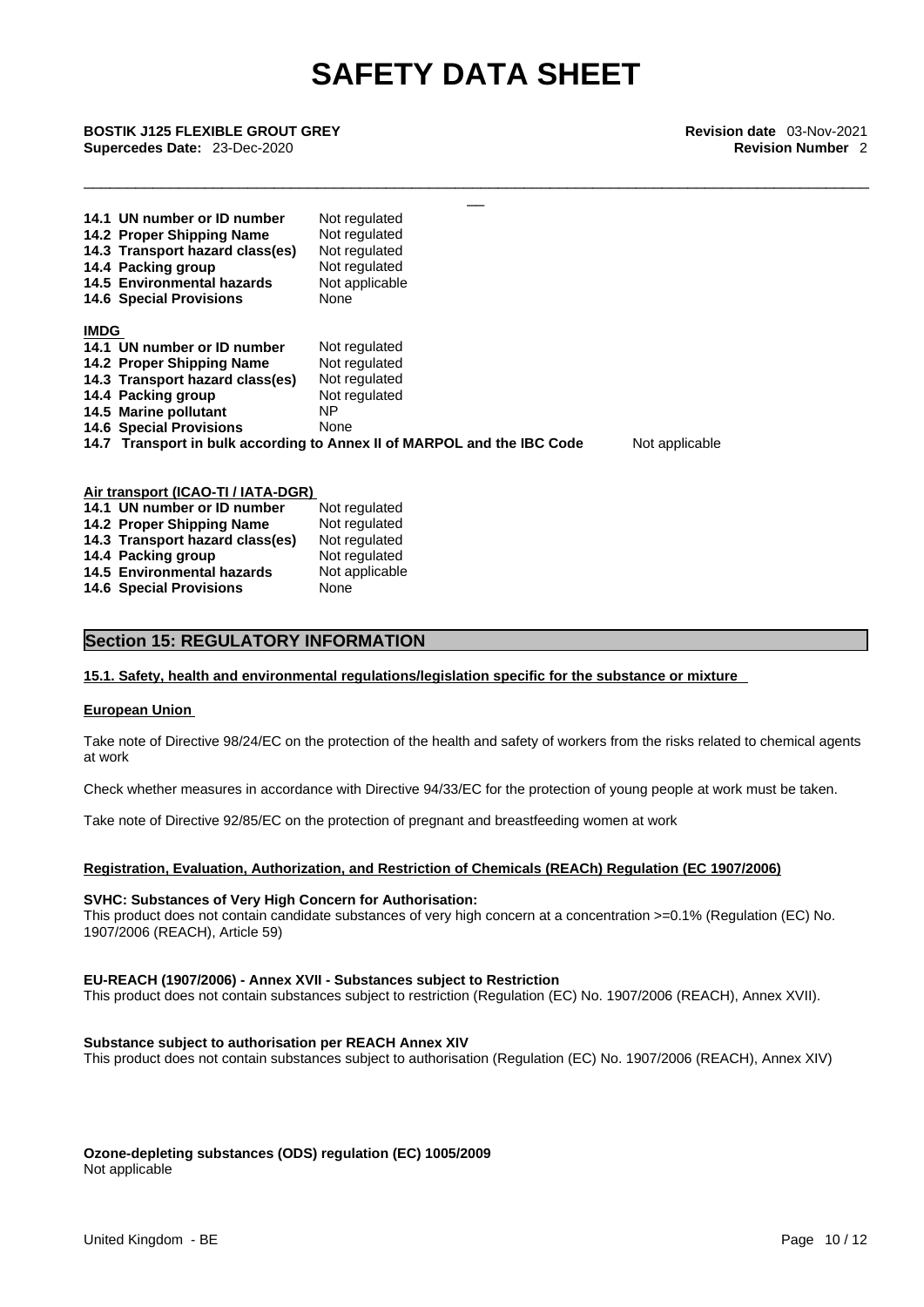| | |
|---|---|
| **14.1 UN number or ID number** | Not regulated |
| **14.2 Proper Shipping Name** | Not regulated |
| **14.3 Transport hazard class(es)** | Not regulated |
| **14.4 Packing group** | Not regulated |
| **14.5 Environmental hazards** | Not applicable |
| **14.6 Special Provisions** | None |

**IMDG**

| | |
|---|---|
| **14.1 UN number or ID number** | Not regulated |
| **14.2 Proper Shipping Name** | Not regulated |
| **14.3 Transport hazard class(es)** | Not regulated |
| **14.4 Packing group** | Not regulated |
| **14.5 Marine pollutant** | NP |
| **14.6 Special Provisions** | None |
| **14.7 Transport in bulk according to Annex II of MARPOL and the IBC Code** | Not applicable |

**Air transport (ICAO-TI / IATA-DGR)**

| | |
|---|---|
| **14.1 UN number or ID number** | Not regulated |
| **14.2 Proper Shipping Name** | Not regulated |
| **14.3 Transport hazard class(es)** | Not regulated |
| **14.4 Packing group** | Not regulated |
| **14.5 Environmental hazards** | Not applicable |
| **14.6 Special Provisions** | None |

## Section 15: REGULATORY INFORMATION

**15.1. Safety, health and environmental regulations/legislation specific for the substance or mixture**

**European Union**

Take note of Directive 98/24/EC on the protection of the health and safety of workers from the risks related to chemical agents at work

Check whether measures in accordance with Directive 94/33/EC for the protection of young people at work must be taken.

Take note of Directive 92/85/EC on the protection of pregnant and breastfeeding women at work

**Registration, Evaluation, Authorization, and Restriction of Chemicals (REACh) Regulation (EC 1907/2006)**

**SVHC: Substances of Very High Concern for Authorisation:**
This product does not contain candidate substances of very high concern at a concentration >=0.1% (Regulation (EC) No. 1907/2006 (REACH), Article 59)

**EU-REACH (1907/2006) - Annex XVII - Substances subject to Restriction**
This product does not contain substances subject to restriction (Regulation (EC) No. 1907/2006 (REACH), Annex XVII).

**Substance subject to authorisation per REACH Annex XIV**
This product does not contain substances subject to authorisation (Regulation (EC) No. 1907/2006 (REACH), Annex XIV)

**Ozone-depleting substances (ODS) regulation (EC) 1005/2009**
Not applicable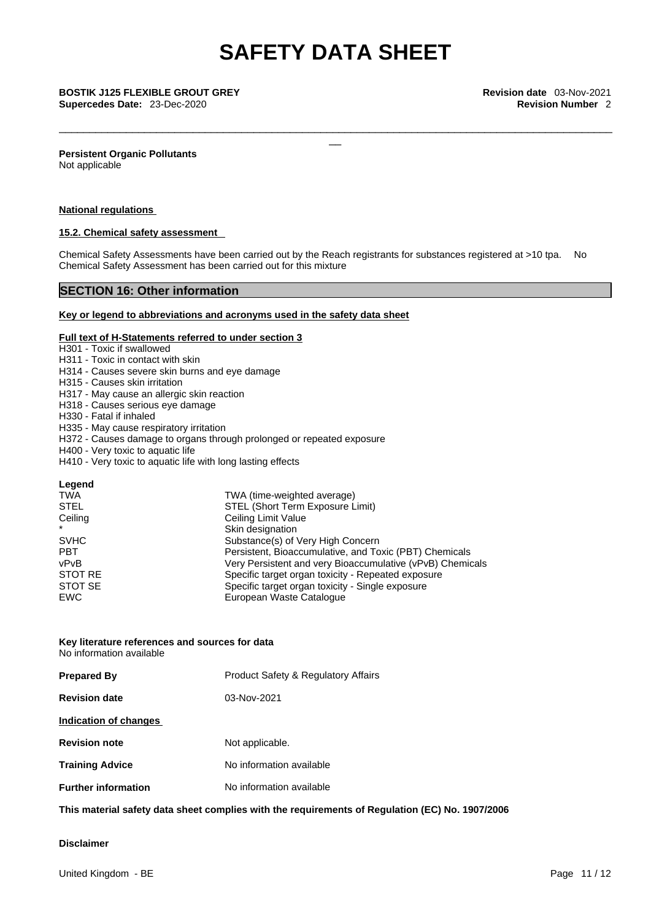**Persistent Organic Pollutants**
Not applicable

**National regulations**

**15.2. Chemical safety assessment**

Chemical Safety Assessments have been carried out by the Reach registrants for substances registered at >10 tpa. No Chemical Safety Assessment has been carried out for this mixture

## SECTION 16: Other information

**Key or legend to abbreviations and acronyms used in the safety data sheet**

**Full text of H-Statements referred to under section 3**

H301 - Toxic if swallowed
H311 - Toxic in contact with skin
H314 - Causes severe skin burns and eye damage
H315 - Causes skin irritation
H317 - May cause an allergic skin reaction
H318 - Causes serious eye damage
H330 - Fatal if inhaled
H335 - May cause respiratory irritation
H372 - Causes damage to organs through prolonged or repeated exposure
H400 - Very toxic to aquatic life
H410 - Very toxic to aquatic life with long lasting effects

**Legend**

| | |
|---|---|
| TWA | TWA (time-weighted average) |
| STEL | STEL (Short Term Exposure Limit) |
| Ceiling | Ceiling Limit Value |
| * | Skin designation |
| SVHC | Substance(s) of Very High Concern |
| PBT | Persistent, Bioaccumulative, and Toxic (PBT) Chemicals |
| vPvB | Very Persistent and very Bioaccumulative (vPvB) Chemicals |
| STOT RE | Specific target organ toxicity - Repeated exposure |
| STOT SE | Specific target organ toxicity - Single exposure |
| EWC | European Waste Catalogue |

**Key literature references and sources for data**
No information available

| | |
|---|---|
| **Prepared By** | Product Safety & Regulatory Affairs |
| **Revision date** | 03-Nov-2021 |

**Indication of changes**

| | |
|---|---|
| **Revision note** | Not applicable. |
| **Training Advice** | No information available |
| **Further information** | No information available |

**This material safety data sheet complies with the requirements of Regulation (EC) No. 1907/2006**

**Disclaimer**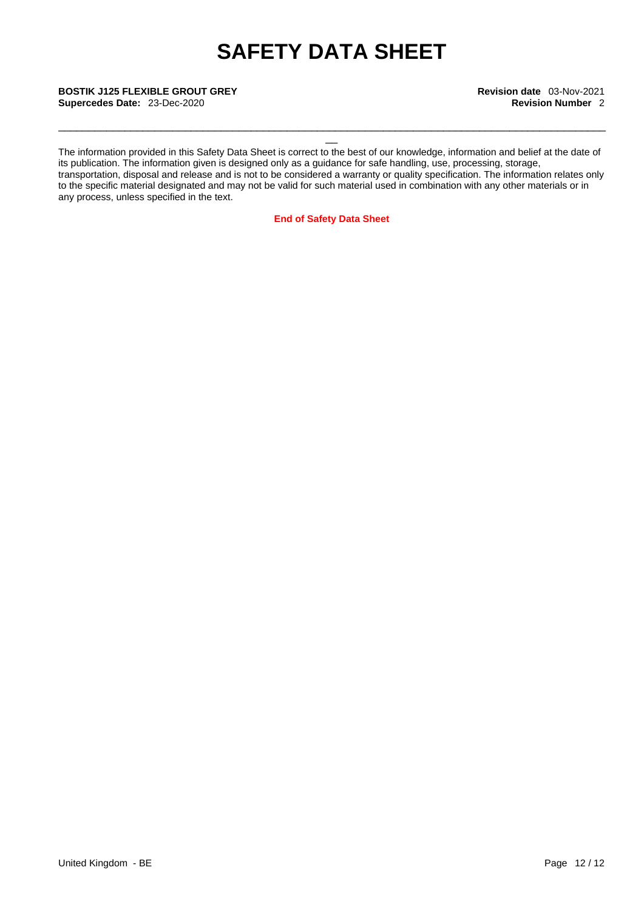The information provided in this Safety Data Sheet is correct to the best of our knowledge, information and belief at the date of its publication. The information given is designed only as a guidance for safe handling, use, processing, storage, transportation, disposal and release and is not to be considered a warranty or quality specification. The information relates only to the specific material designated and may not be valid for such material used in combination with any other materials or in any process, unless specified in the text.

**End of Safety Data Sheet**